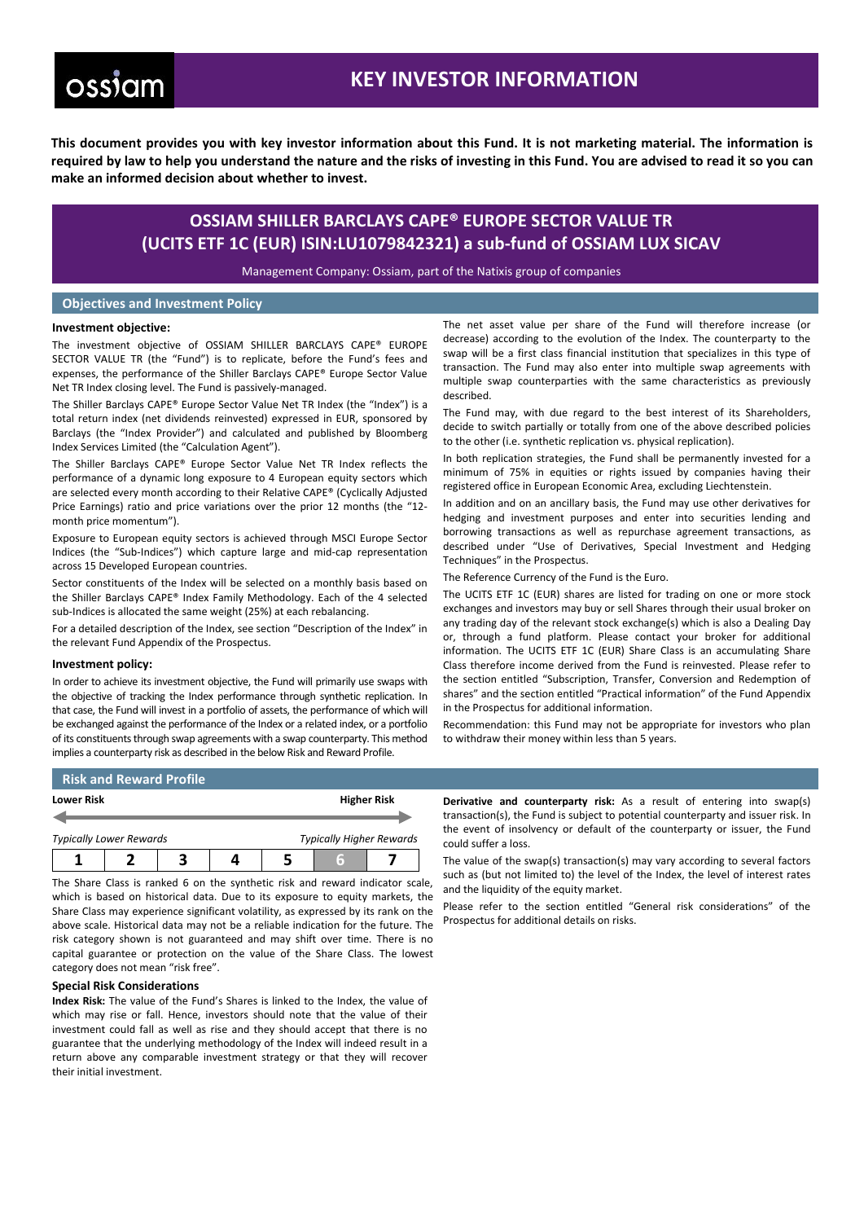# KEY INVESTOR INFORMATION

**This document provides you with key investor information about this Fund. It is not marketing material. The information is required by law to help you understand the nature and the risks of investing in this Fund. You are advised to read it so you can make an informed decision about whether to invest.**

## OSSIAM SHILLER BARCLAYS CAPE® EUROPE SECTOR VALUE TR (UCITS ETF 1C (EUR) ISIN:LU1079842321) a sub-fund of OSSIAM LUX SICAV

Management Company: Ossiam, part of the Natixis group of companies

### Objectives and Investment Policy

**Investment objective:**

The investment objective of OSSIAM SHILLER BARCLAYS CAPE® EUROPE SECTOR VALUE TR (the "Fund") is to replicate, before the Fund's fees and expenses, the performance of the Shiller Barclays CAPE® Europe Sector Value Net TR Index closing level. The Fund is passively-managed.

The Shiller Barclays CAPE® Europe Sector Value Net TR Index (the "Index") is a total return index (net dividends reinvested) expressed in EUR, sponsored by Barclays (the "Index Provider") and calculated and published by Bloomberg Index Services Limited (the "Calculation Agent").

The Shiller Barclays CAPE® Europe Sector Value Net TR Index reflects the performance of a dynamic long exposure to 4 European equity sectors which are selected every month according to their Relative CAPE® (Cyclically Adjusted Price Earnings) ratio and price variations over the prior 12 months (the "12-month price momentum").

Exposure to European equity sectors is achieved through MSCI Europe Sector Indices (the "Sub-Indices") which capture large and mid-cap representation across 15 Developed European countries.

Sector constituents of the Index will be selected on a monthly basis based on the Shiller Barclays CAPE® Index Family Methodology. Each of the 4 selected sub-Indices is allocated the same weight (25%) at each rebalancing.

For a detailed description of the Index, see section "Description of the Index" in the relevant Fund Appendix of the Prospectus.

**Investment policy:**

In order to achieve its investment objective, the Fund will primarily use swaps with the objective of tracking the Index performance through synthetic replication. In that case, the Fund will invest in a portfolio of assets, the performance of which will be exchanged against the performance of the Index or a related index, or a portfolio of its constituents through swap agreements with a swap counterparty. This method implies a counterparty risk as described in the below Risk and Reward Profile.

The net asset value per share of the Fund will therefore increase (or decrease) according to the evolution of the Index. The counterparty to the swap will be a first class financial institution that specializes in this type of transaction. The Fund may also enter into multiple swap agreements with multiple swap counterparties with the same characteristics as previously described.

The Fund may, with due regard to the best interest of its Shareholders, decide to switch partially or totally from one of the above described policies to the other (i.e. synthetic replication vs. physical replication).

In both replication strategies, the Fund shall be permanently invested for a minimum of 75% in equities or rights issued by companies having their registered office in European Economic Area, excluding Liechtenstein.

In addition and on an ancillary basis, the Fund may use other derivatives for hedging and investment purposes and enter into securities lending and borrowing transactions as well as repurchase agreement transactions, as described under "Use of Derivatives, Special Investment and Hedging Techniques" in the Prospectus.

The Reference Currency of the Fund is the Euro.

The UCITS ETF 1C (EUR) shares are listed for trading on one or more stock exchanges and investors may buy or sell Shares through their usual broker on any trading day of the relevant stock exchange(s) which is also a Dealing Day or, through a fund platform. Please contact your broker for additional information. The UCITS ETF 1C (EUR) Share Class is an accumulating Share Class therefore income derived from the Fund is reinvested. Please refer to the section entitled "Subscription, Transfer, Conversion and Redemption of shares" and the section entitled "Practical information" of the Fund Appendix in the Prospectus for additional information.

Recommendation: this Fund may not be appropriate for investors who plan to withdraw their money within less than 5 years.

### Risk and Reward Profile

**Lower Risk** ← → **Higher Risk**

*Typically Lower Rewards* — *Typically Higher Rewards*

| 1 | 2 | 3 | 4 | 5 | **6** | 7 |
|---|---|---|---|---|---|---|

The Share Class is ranked 6 on the synthetic risk and reward indicator scale, which is based on historical data. Due to its exposure to equity markets, the Share Class may experience significant volatility, as expressed by its rank on the above scale. Historical data may not be a reliable indication for the future. The risk category shown is not guaranteed and may shift over time. There is no capital guarantee or protection on the value of the Share Class. The lowest category does not mean "risk free".

**Special Risk Considerations**

**Index Risk:** The value of the Fund's Shares is linked to the Index, the value of which may rise or fall. Hence, investors should note that the value of their investment could fall as well as rise and they should accept that there is no guarantee that the underlying methodology of the Index will indeed result in a return above any comparable investment strategy or that they will recover their initial investment.

**Derivative and counterparty risk:** As a result of entering into swap(s) transaction(s), the Fund is subject to potential counterparty and issuer risk. In the event of insolvency or default of the counterparty or issuer, the Fund could suffer a loss.

The value of the swap(s) transaction(s) may vary according to several factors such as (but not limited to) the level of the Index, the level of interest rates and the liquidity of the equity market.

Please refer to the section entitled "General risk considerations" of the Prospectus for additional details on risks.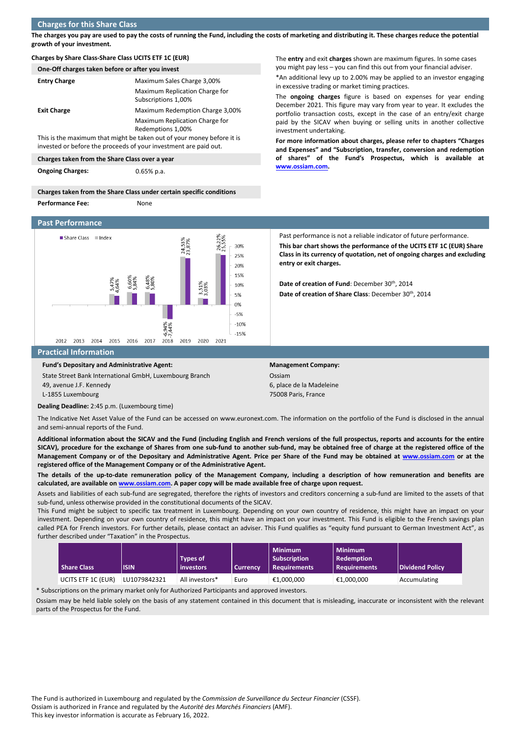## Charges for this Share Class

**The charges you pay are used to pay the costs of running the Fund, including the costs of marketing and distributing it. These charges reduce the potential growth of your investment.**

**Charges by Share Class-Share Class UCITS ETF 1C (EUR)**

| | |
|---|---|
| **One-Off charges taken before or after you invest** | |
| **Entry Charge** | Maximum Sales Charge 3,00% |
| | Maximum Replication Charge for Subscriptions 1,00% |
| **Exit Charge** | Maximum Redemption Charge 3,00% |
| | Maximum Replication Charge for Redemptions 1,00% |
| This is the maximum that might be taken out of your money before it is invested or before the proceeds of your investment are paid out. | |
| **Charges taken from the Share Class over a year** | |
| **Ongoing Charges:** | 0.65% p.a. |
| **Charges taken from the Share Class under certain specific conditions** | |
| **Performance Fee:** | None |

The **entry** and exit **charges** shown are maximum figures. In some cases you might pay less – you can find this out from your financial adviser.

*An additional levy up to 2.00% may be applied to an investor engaging in excessive trading or market timing practices.

The **ongoing charges** figure is based on expenses for year ending December 2021. This figure may vary from year to year. It excludes the portfolio transaction costs, except in the case of an entry/exit charge paid by the SICAV when buying or selling units in another collective investment undertaking.

**For more information about charges, please refer to chapters "Charges and Expenses" and "Subscription, transfer, conversion and redemption of shares" of the Fund's Prospectus, which is available at www.ossiam.com.**

## Past Performance

Share Class  Index

2012 2013 2014 2015 2016 2017 2018 2019 2020 2021

5,47% 4,64%
6,60% 5,84%
6,48% 5,80%
-6,94% -7,44%
24,53% 23,87%
3,51% 3,03%
26,22% 25,55%

30% 25% 20% 15% 10% 5% 0% -5% -10% -15%

Past performance is not a reliable indicator of future performance.

**This bar chart shows the performance of the UCITS ETF 1C (EUR) Share Class in its currency of quotation, net of ongoing charges and excluding entry or exit charges.**

**Date of creation of Fund**: December 30th, 2014

**Date of creation of Share Class**: December 30th, 2014

## Practical Information

**Fund's Depositary and Administrative Agent:**
State Street Bank International GmbH, Luxembourg Branch
49, avenue J.F. Kennedy
L-1855 Luxembourg

**Management Company:**
Ossiam
6, place de la Madeleine
75008 Paris, France

**Dealing Deadline:** 2:45 p.m. (Luxembourg time)

The Indicative Net Asset Value of the Fund can be accessed on www.euronext.com. The information on the portfolio of the Fund is disclosed in the annual and semi-annual reports of the Fund.

**Additional information about the SICAV and the Fund (including English and French versions of the full prospectus, reports and accounts for the entire SICAV), procedure for the exchange of Shares from one sub-fund to another sub-fund, may be obtained free of charge at the registered office of the Management Company or of the Depositary and Administrative Agent. Price per Share of the Fund may be obtained at www.ossiam.com or at the registered office of the Management Company or of the Administrative Agent.**

**The details of the up-to-date remuneration policy of the Management Company, including a description of how remuneration and benefits are calculated, are available on www.ossiam.com. A paper copy will be made available free of charge upon request.**

Assets and liabilities of each sub-fund are segregated, therefore the rights of investors and creditors concerning a sub-fund are limited to the assets of that sub-fund, unless otherwise provided in the constitutional documents of the SICAV.

This Fund might be subject to specific tax treatment in Luxembourg. Depending on your own country of residence, this might have an impact on your investment. Depending on your own country of residence, this might have an impact on your investment. This Fund is eligible to the French savings plan called PEA for French investors. For further details, please contact an adviser. This Fund qualifies as "equity fund pursuant to German Investment Act", as further described under "Taxation" in the Prospectus.

| Share Class | ISIN | Types of investors | Currency | Minimum Subscription Requirements | Minimum Redemption Requirements | Dividend Policy |
|---|---|---|---|---|---|---|
| UCITS ETF 1C (EUR) | LU1079842321 | All investors* | Euro | €1,000,000 | €1,000,000 | Accumulating |

* Subscriptions on the primary market only for Authorized Participants and approved investors.

Ossiam may be held liable solely on the basis of any statement contained in this document that is misleading, inaccurate or inconsistent with the relevant parts of the Prospectus for the Fund.

The Fund is authorized in Luxembourg and regulated by the *Commission de Surveillance du Secteur Financier* (CSSF).
Ossiam is authorized in France and regulated by the *Autorité des Marchés Financiers* (AMF).
This key investor information is accurate as February 16, 2022.